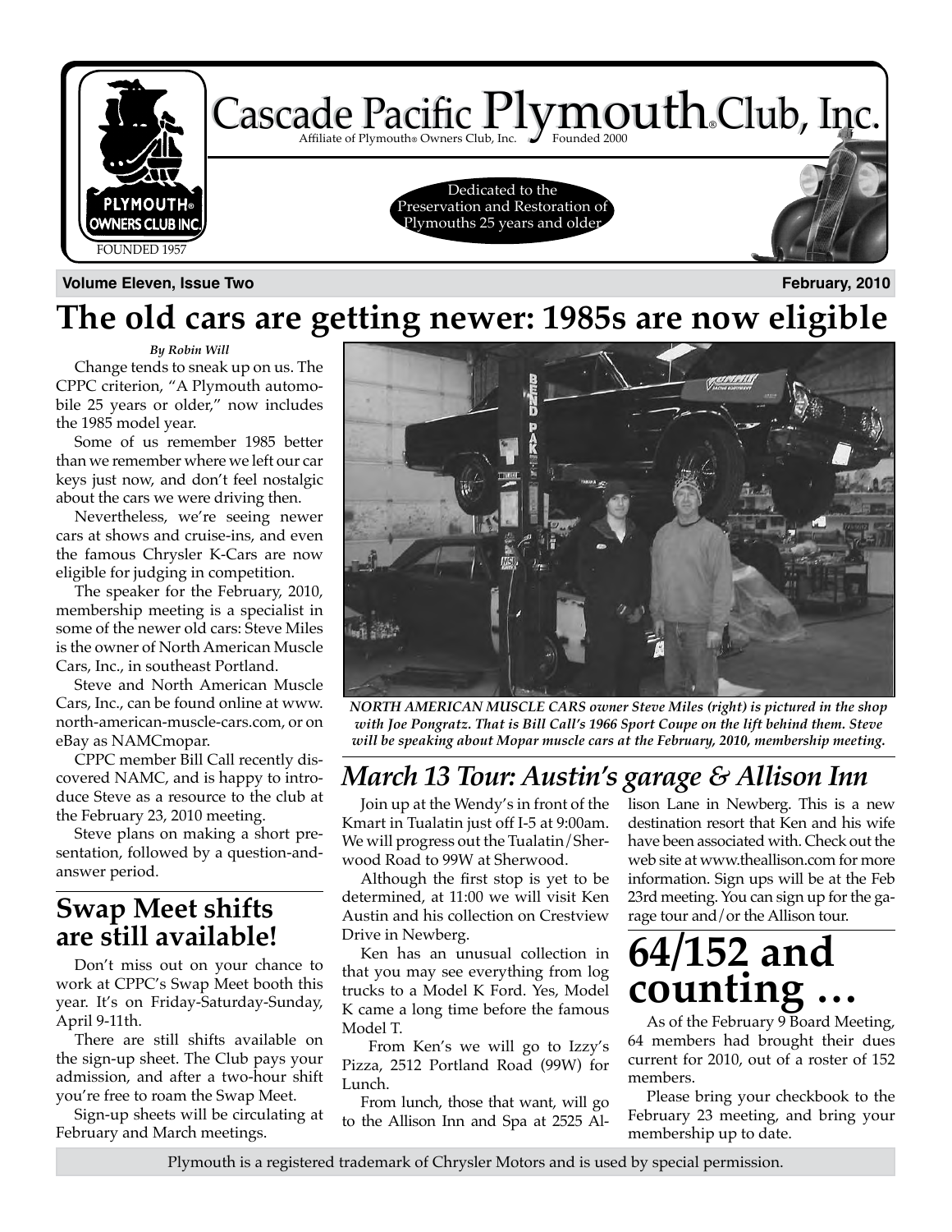# Cascade Pacific Plymouth® Club, Inc.

Affiliate of Plymouth® Owners Club, Inc. Founded 2000

PLYMOUTH® OWNERS CLUB INC. FOUNDED 1957

Dedicated to the Preservation and Restoration of Plymouths 25 years and older

**Volume Eleven, Issue Two** **February, 2010**

# The old cars are getting newer: 1985s are now eligible

***By Robin Will***

Change tends to sneak up on us. The CPPC criterion, "A Plymouth automobile 25 years or older," now includes the 1985 model year.

Some of us remember 1985 better than we remember where we left our car keys just now, and don't feel nostalgic about the cars we were driving then.

Nevertheless, we're seeing newer cars at shows and cruise-ins, and even the famous Chrysler K-Cars are now eligible for judging in competition.

The speaker for the February, 2010, membership meeting is a specialist in some of the newer old cars: Steve Miles is the owner of North American Muscle Cars, Inc., in southeast Portland.

Steve and North American Muscle Cars, Inc., can be found online at www.north-american-muscle-cars.com, or on eBay as NAMCmopar.

CPPC member Bill Call recently discovered NAMC, and is happy to introduce Steve as a resource to the club at the February 23, 2010 meeting.

Steve plans on making a short presentation, followed by a question-and-answer period.

***NORTH AMERICAN MUSCLE CARS owner Steve Miles (right) is pictured in the shop with Joe Pongratz. That is Bill Call's 1966 Sport Coupe on the lift behind them. Steve will be speaking about Mopar muscle cars at the February, 2010, membership meeting.***

## Swap Meet shifts are still available!

Don't miss out on your chance to work at CPPC's Swap Meet booth this year. It's on Friday-Saturday-Sunday, April 9-11th.

There are still shifts available on the sign-up sheet. The Club pays your admission, and after a two-hour shift you're free to roam the Swap Meet.

Sign-up sheets will be circulating at February and March meetings.

## *March 13 Tour: Austin's garage & Allison Inn*

Join up at the Wendy's in front of the Kmart in Tualatin just off I-5 at 9:00am. We will progress out the Tualatin/Sherwood Road to 99W at Sherwood.

Although the first stop is yet to be determined, at 11:00 we will visit Ken Austin and his collection on Crestview Drive in Newberg.

Ken has an unusual collection in that you may see everything from log trucks to a Model K Ford. Yes, Model K came a long time before the famous Model T.

From Ken's we will go to Izzy's Pizza, 2512 Portland Road (99W) for Lunch.

From lunch, those that want, will go to the Allison Inn and Spa at 2525 Allison Lane in Newberg. This is a new destination resort that Ken and his wife have been associated with. Check out the web site at www.theallison.com for more information. Sign ups will be at the Feb 23rd meeting. You can sign up for the garage tour and/or the Allison tour.

# 64/152 and counting …

As of the February 9 Board Meeting, 64 members had brought their dues current for 2010, out of a roster of 152 members.

Please bring your checkbook to the February 23 meeting, and bring your membership up to date.

Plymouth is a registered trademark of Chrysler Motors and is used by special permission.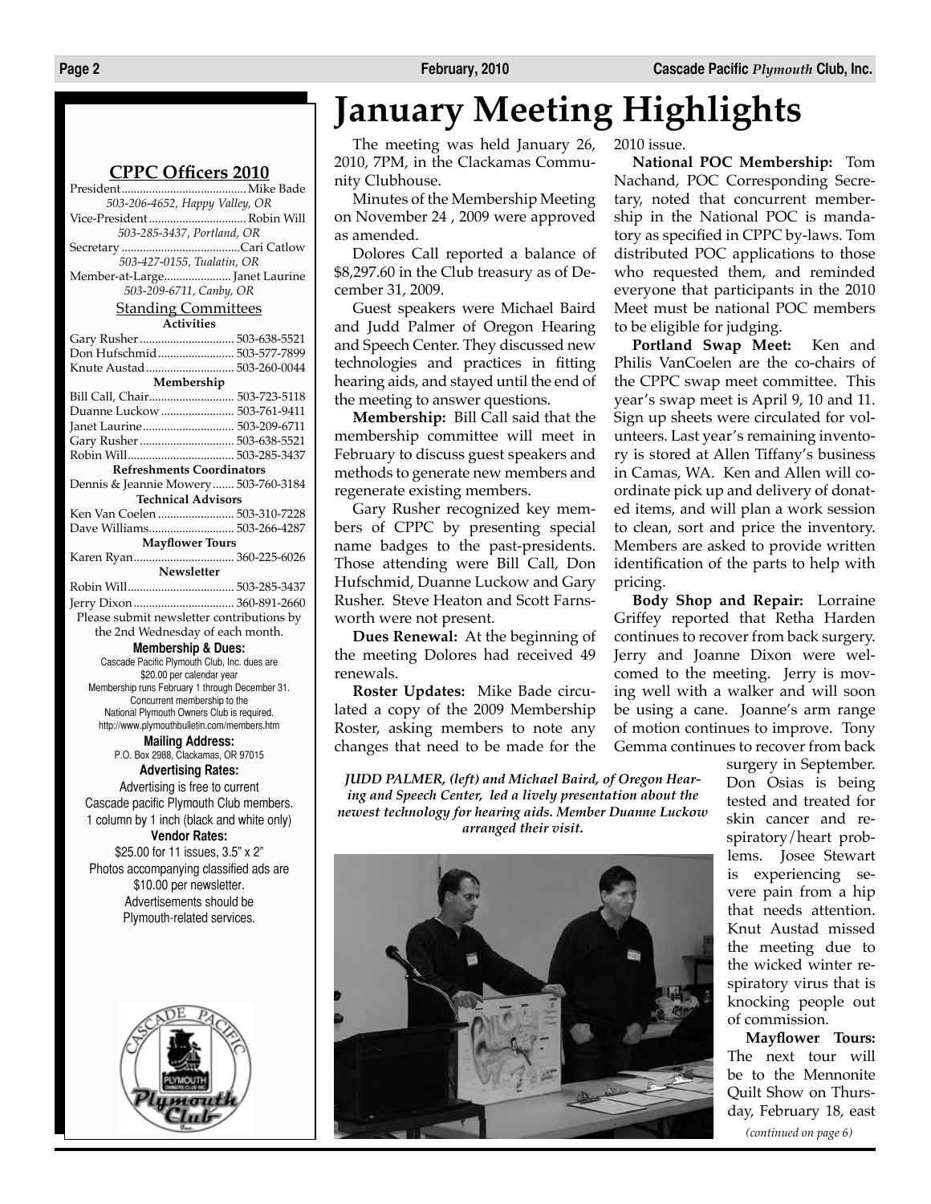## CPPC Officers 2010

President ........ Mike Bade
*503-206-4652, Happy Valley, OR*
Vice-President ........ Robin Will
*503-285-3437, Portland, OR*
Secretary ........ Cari Catlow
*503-427-0155, Tualatin, OR*
Member-at-Large ........ Janet Laurine
*503-209-6711, Canby, OR*

### Standing Committees

**Activities**
Gary Rusher ........ 503-638-5521
Don Hufschmid ........ 503-577-7899
Knute Austad ........ 503-260-0044

**Membership**
Bill Call, Chair ........ 503-723-5118
Duanne Luckow ........ 503-761-9411
Janet Laurine ........ 503-209-6711
Gary Rusher ........ 503-638-5521
Robin Will ........ 503-285-3437

**Refreshments Coordinators**
Dennis & Jeannie Mowery ........ 503-760-3184

**Technical Advisors**
Ken Van Coelen ........ 503-310-7228
Dave Williams ........ 503-266-4287

**Mayflower Tours**
Karen Ryan ........ 360-225-6026

**Newsletter**
Robin Will ........ 503-285-3437
Jerry Dixon ........ 360-891-2660

Please submit newsletter contributions by the 2nd Wednesday of each month.

**Membership & Dues:**
Cascade Pacific Plymouth Club, Inc. dues are $20.00 per calendar year
Membership runs February 1 through December 31.
Concurrent membership to the National Plymouth Owners Club is required.
http://www.plymouthbulletin.com/members.htm

**Mailing Address:**
P.O. Box 2988, Clackamas, OR 97015

**Advertising Rates:**
Advertising is free to current Cascade pacific Plymouth Club members.
1 column by 1 inch (black and white only)

**Vendor Rates:**
$25.00 for 11 issues, 3.5" x 2"
Photos accompanying classified ads are $10.00 per newsletter.
Advertisements should be Plymouth-related services.

# January Meeting Highlights

The meeting was held January 26, 2010, 7PM, in the Clackamas Community Clubhouse.

Minutes of the Membership Meeting on November 24 , 2009 were approved as amended.

Dolores Call reported a balance of $8,297.60 in the Club treasury as of December 31, 2009.

Guest speakers were Michael Baird and Judd Palmer of Oregon Hearing and Speech Center. They discussed new technologies and practices in fitting hearing aids, and stayed until the end of the meeting to answer questions.

**Membership:** Bill Call said that the membership committee will meet in February to discuss guest speakers and methods to generate new members and regenerate existing members.

Gary Rusher recognized key members of CPPC by presenting special name badges to the past-presidents. Those attending were Bill Call, Don Hufschmid, Duanne Luckow and Gary Rusher. Steve Heaton and Scott Farnsworth were not present.

**Dues Renewal:** At the beginning of the meeting Dolores had received 49 renewals.

**Roster Updates:** Mike Bade circulated a copy of the 2009 Membership Roster, asking members to note any changes that need to be made for the 2010 issue.

**National POC Membership:** Tom Nachand, POC Corresponding Secretary, noted that concurrent membership in the National POC is mandatory as specified in CPPC by-laws. Tom distributed POC applications to those who requested them, and reminded everyone that participants in the 2010 Meet must be national POC members to be eligible for judging.

**Portland Swap Meet:** Ken and Philis VanCoelen are the co-chairs of the CPPC swap meet committee. This year's swap meet is April 9, 10 and 11. Sign up sheets were circulated for volunteers. Last year's remaining inventory is stored at Allen Tiffany's business in Camas, WA. Ken and Allen will coordinate pick up and delivery of donated items, and will plan a work session to clean, sort and price the inventory. Members are asked to provide written identification of the parts to help with pricing.

**Body Shop and Repair:** Lorraine Griffey reported that Retha Harden continues to recover from back surgery. Jerry and Joanne Dixon were welcomed to the meeting. Jerry is moving well with a walker and will soon be using a cane. Joanne's arm range of motion continues to improve. Tony Gemma continues to recover from back surgery in September. Don Osias is being tested and treated for skin cancer and respiratory/heart problems. Josee Stewart is experiencing severe pain from a hip that needs attention. Knut Austad missed the meeting due to the wicked winter respiratory virus that is knocking people out of commission.

*JUDD PALMER, (left) and Michael Baird, of Oregon Hearing and Speech Center, led a lively presentation about the newest technology for hearing aids. Member Duanne Luckow arranged their visit.*

**Mayflower Tours:** The next tour will be to the Mennonite Quilt Show on Thursday, February 18, east

*(continued on page 6)*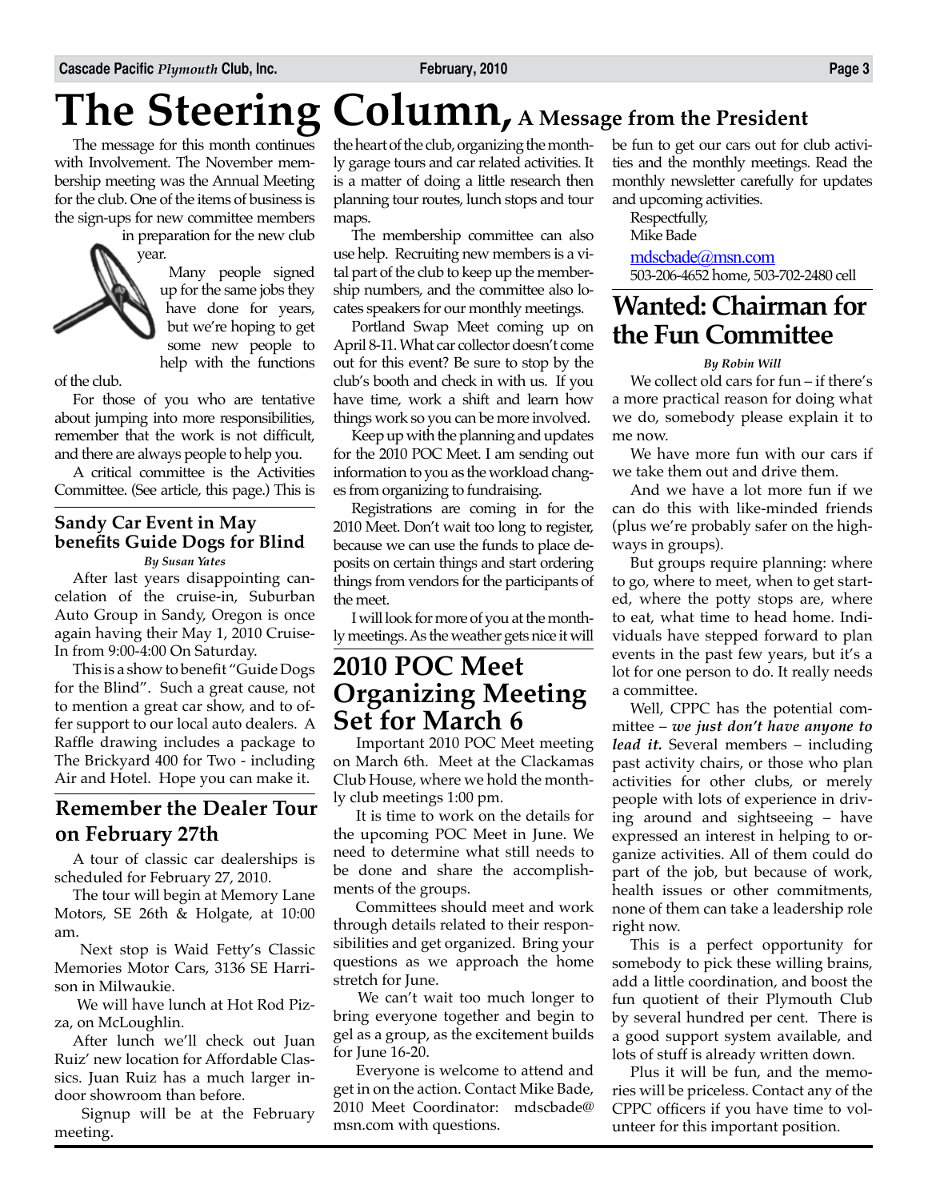# The Steering Column, A Message from the President

The message for this month continues with Involvement. The November membership meeting was the Annual Meeting for the club. One of the items of business is the sign-ups for new committee members in preparation for the new club year.

Many people signed up for the same jobs they have done for years, but we're hoping to get some new people to help with the functions of the club.

For those of you who are tentative about jumping into more responsibilities, remember that the work is not difficult, and there are always people to help you.

A critical committee is the Activities Committee. (See article, this page.) This is the heart of the club, organizing the monthly garage tours and car related activities. It is a matter of doing a little research then planning tour routes, lunch stops and tour maps.

The membership committee can also use help. Recruiting new members is a vital part of the club to keep up the membership numbers, and the committee also locates speakers for our monthly meetings.

Portland Swap Meet coming up on April 8-11. What car collector doesn't come out for this event? Be sure to stop by the club's booth and check in with us. If you have time, work a shift and learn how things work so you can be more involved.

Keep up with the planning and updates for the 2010 POC Meet. I am sending out information to you as the workload changes from organizing to fundraising.

Registrations are coming in for the 2010 Meet. Don't wait too long to register, because we can use the funds to place deposits on certain things and start ordering things from vendors for the participants of the meet.

I will look for more of you at the monthly meetings. As the weather gets nice it will be fun to get our cars out for club activities and the monthly meetings. Read the monthly newsletter carefully for updates and upcoming activities.

Respectfully,
Mike Bade
mdscbade@msn.com
503-206-4652 home, 503-702-2480 cell

## Sandy Car Event in May benefits Guide Dogs for Blind

*By Susan Yates*

After last years disappointing cancelation of the cruise-in, Suburban Auto Group in Sandy, Oregon is once again having their May 1, 2010 Cruise-In from 9:00-4:00 On Saturday.

This is a show to benefit "Guide Dogs for the Blind". Such a great cause, not to mention a great car show, and to offer support to our local auto dealers. A Raffle drawing includes a package to The Brickyard 400 for Two - including Air and Hotel. Hope you can make it.

## Remember the Dealer Tour on February 27th

A tour of classic car dealerships is scheduled for February 27, 2010.

The tour will begin at Memory Lane Motors, SE 26th & Holgate, at 10:00 am.

Next stop is Waid Fetty's Classic Memories Motor Cars, 3136 SE Harrison in Milwaukie.

We will have lunch at Hot Rod Pizza, on McLoughlin.

After lunch we'll check out Juan Ruiz' new location for Affordable Classics. Juan Ruiz has a much larger indoor showroom than before.

Signup will be at the February meeting.

## 2010 POC Meet Organizing Meeting Set for March 6

Important 2010 POC Meet meeting on March 6th. Meet at the Clackamas Club House, where we hold the monthly club meetings 1:00 pm.

It is time to work on the details for the upcoming POC Meet in June. We need to determine what still needs to be done and share the accomplishments of the groups.

Committees should meet and work through details related to their responsibilities and get organized. Bring your questions as we approach the home stretch for June.

We can't wait too much longer to bring everyone together and begin to gel as a group, as the excitement builds for June 16-20.

Everyone is welcome to attend and get in on the action. Contact Mike Bade, 2010 Meet Coordinator: mdscbade@msn.com with questions.

## Wanted: Chairman for the Fun Committee

*By Robin Will*

We collect old cars for fun – if there's a more practical reason for doing what we do, somebody please explain it to me now.

We have more fun with our cars if we take them out and drive them.

And we have a lot more fun if we can do this with like-minded friends (plus we're probably safer on the highways in groups).

But groups require planning: where to go, where to meet, when to get started, where the potty stops are, where to eat, what time to head home. Individuals have stepped forward to plan events in the past few years, but it's a lot for one person to do. It really needs a committee.

Well, CPPC has the potential committee – ***we just don't have anyone to lead it.*** Several members – including past activity chairs, or those who plan activities for other clubs, or merely people with lots of experience in driving around and sightseeing – have expressed an interest in helping to organize activities. All of them could do part of the job, but because of work, health issues or other commitments, none of them can take a leadership role right now.

This is a perfect opportunity for somebody to pick these willing brains, add a little coordination, and boost the fun quotient of their Plymouth Club by several hundred per cent. There is a good support system available, and lots of stuff is already written down.

Plus it will be fun, and the memories will be priceless. Contact any of the CPPC officers if you have time to volunteer for this important position.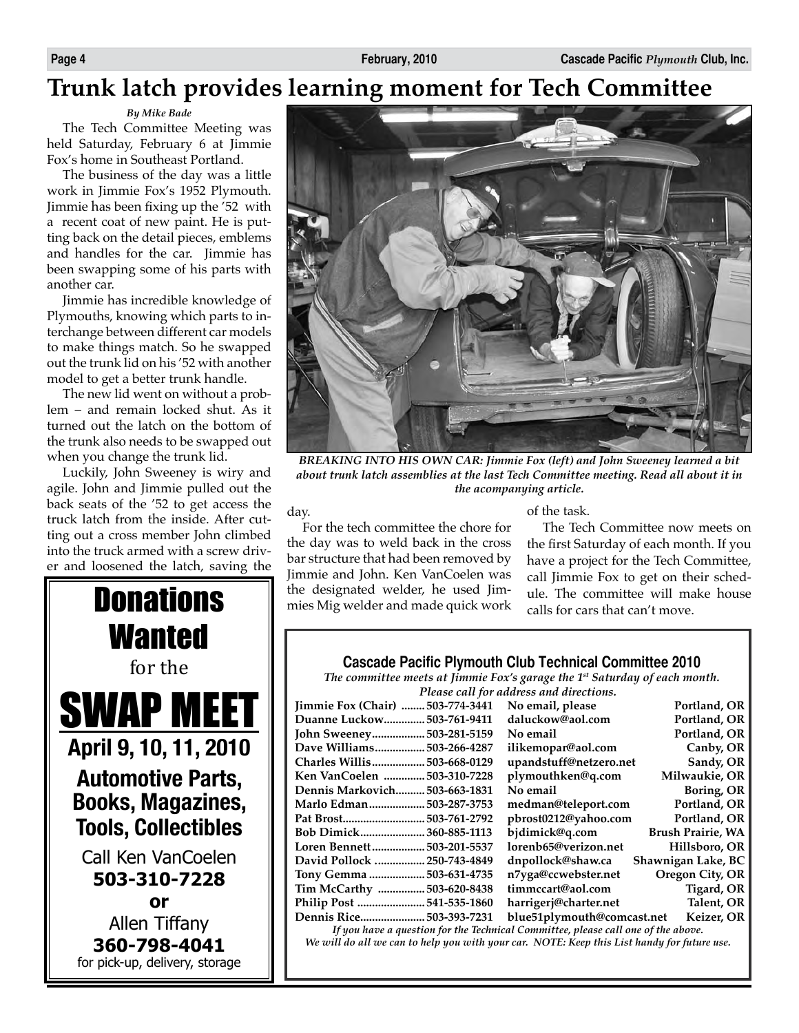# Trunk latch provides learning moment for Tech Committee

*By Mike Bade*

The Tech Committee Meeting was held Saturday, February 6 at Jimmie Fox's home in Southeast Portland.

The business of the day was a little work in Jimmie Fox's 1952 Plymouth. Jimmie has been fixing up the '52 with a recent coat of new paint. He is putting back on the detail pieces, emblems and handles for the car. Jimmie has been swapping some of his parts with another car.

Jimmie has incredible knowledge of Plymouths, knowing which parts to interchange between different car models to make things match. So he swapped out the trunk lid on his '52 with another model to get a better trunk handle.

The new lid went on without a problem – and remain locked shut. As it turned out the latch on the bottom of the trunk also needs to be swapped out when you change the trunk lid.

Luckily, John Sweeney is wiry and agile. John and Jimmie pulled out the back seats of the '52 to get access the truck latch from the inside. After cutting out a cross member John climbed into the truck armed with a screw driver and loosened the latch, saving the day.

For the tech committee the chore for the day was to weld back in the cross bar structure that had been removed by Jimmie and John. Ken VanCoelen was the designated welder, he used Jimmies Mig welder and made quick work of the task.

The Tech Committee now meets on the first Saturday of each month. If you have a project for the Tech Committee, call Jimmie Fox to get on their schedule. The committee will make house calls for cars that can't move.

***BREAKING INTO HIS OWN CAR: Jimmie Fox (left) and John Sweeney learned a bit about trunk latch assemblies at the last Tech Committee meeting. Read all about it in the acompanying article.***

# Donations Wanted

for the

# SWAP MEET

## April 9, 10, 11, 2010

## Automotive Parts, Books, Magazines, Tools, Collectibles

Call Ken VanCoelen
**503-310-7228**
**or**
Allen Tiffany
**360-798-4041**
for pick-up, delivery, storage

### Cascade Pacific Plymouth Club Technical Committee 2010

*The committee meets at Jimmie Fox's garage the 1st Saturday of each month. Please call for address and directions.*

| Name | Phone | Email | Location |
|---|---|---|---|
| **Jimmie Fox (Chair)** | **503-774-3441** | **No email, please** | **Portland, OR** |
| **Duanne Luckow** | **503-761-9411** | **daluckow@aol.com** | **Portland, OR** |
| **John Sweeney** | **503-281-5159** | **No email** | **Portland, OR** |
| **Dave Williams** | **503-266-4287** | **ilikemopar@aol.com** | **Canby, OR** |
| **Charles Willis** | **503-668-0129** | **upandstuff@netzero.net** | **Sandy, OR** |
| **Ken VanCoelen** | **503-310-7228** | **plymouthken@q.com** | **Milwaukie, OR** |
| **Dennis Markovich** | **503-663-1831** | **No email** | **Boring, OR** |
| **Marlo Edman** | **503-287-3753** | **medman@teleport.com** | **Portland, OR** |
| **Pat Brost** | **503-761-2792** | **pbrost0212@yahoo.com** | **Portland, OR** |
| **Bob Dimick** | **360-885-1113** | **bjdimick@q.com** | **Brush Prairie, WA** |
| **Loren Bennett** | **503-201-5537** | **lorenb65@verizon.net** | **Hillsboro, OR** |
| **David Pollock** | **250-743-4849** | **dnpollock@shaw.ca** | **Shawnigan Lake, BC** |
| **Tony Gemma** | **503-631-4735** | **n7yga@ccwebster.net** | **Oregon City, OR** |
| **Tim McCarthy** | **503-620-8438** | **timmccart@aol.com** | **Tigard, OR** |
| **Philip Post** | **541-535-1860** | **harrigerj@charter.net** | **Talent, OR** |
| **Dennis Rice** | **503-393-7231** | **blue51plymouth@comcast.net** | **Keizer, OR** |

*If you have a question for the Technical Committee, please call one of the above. We will do all we can to help you with your car. NOTE: Keep this List handy for future use.*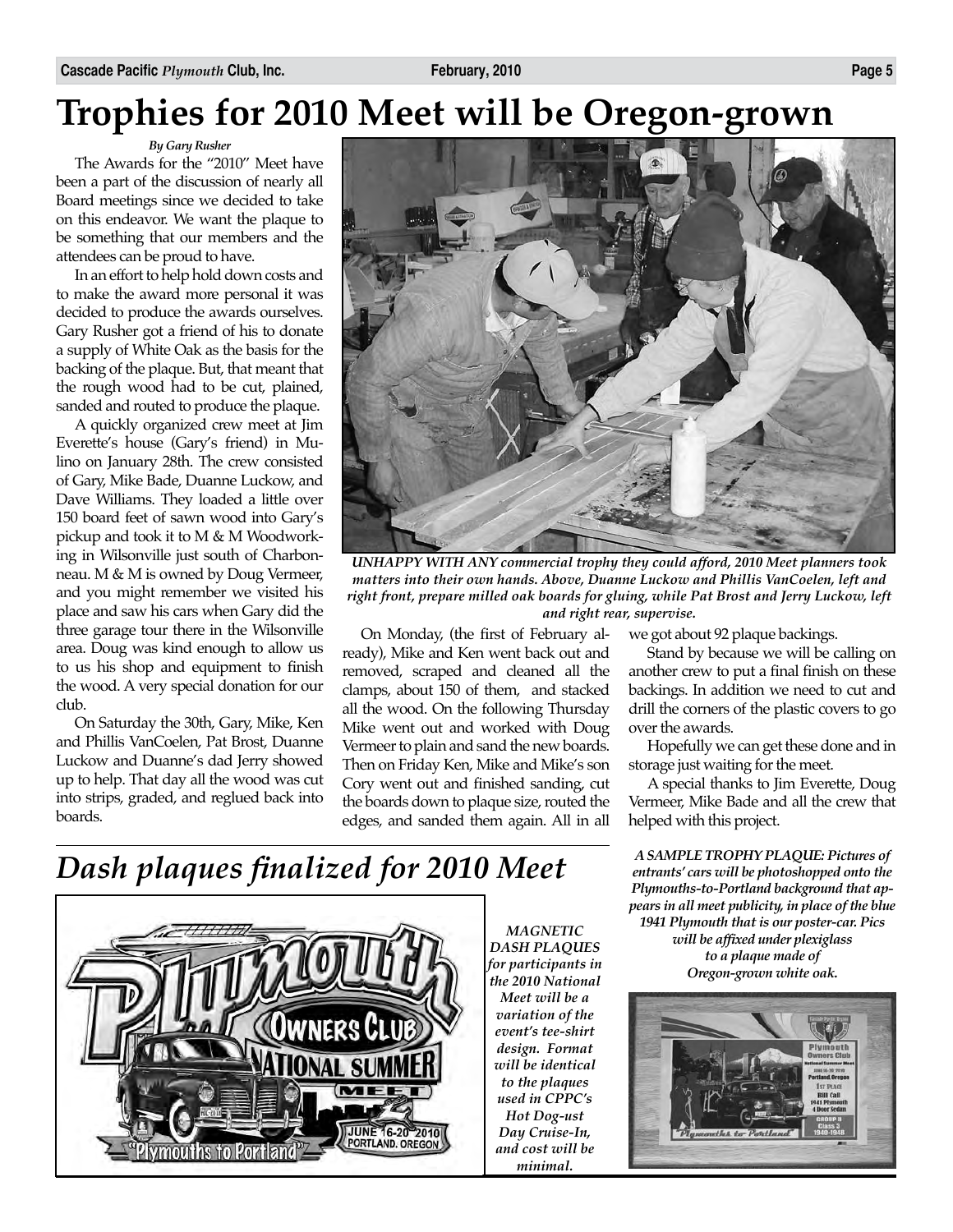# Trophies for 2010 Meet will be Oregon-grown

*By Gary Rusher*

The Awards for the "2010" Meet have been a part of the discussion of nearly all Board meetings since we decided to take on this endeavor. We want the plaque to be something that our members and the attendees can be proud to have.

In an effort to help hold down costs and to make the award more personal it was decided to produce the awards ourselves. Gary Rusher got a friend of his to donate a supply of White Oak as the basis for the backing of the plaque. But, that meant that the rough wood had to be cut, plained, sanded and routed to produce the plaque.

A quickly organized crew meet at Jim Everette's house (Gary's friend) in Mulino on January 28th. The crew consisted of Gary, Mike Bade, Duanne Luckow, and Dave Williams. They loaded a little over 150 board feet of sawn wood into Gary's pickup and took it to M & M Woodworking in Wilsonville just south of Charbonneau. M & M is owned by Doug Vermeer, and you might remember we visited his place and saw his cars when Gary did the three garage tour there in the Wilsonville area. Doug was kind enough to allow us to us his shop and equipment to finish the wood. A very special donation for our club.

On Saturday the 30th, Gary, Mike, Ken and Phillis VanCoelen, Pat Brost, Duanne Luckow and Duanne's dad Jerry showed up to help. That day all the wood was cut into strips, graded, and reglued back into boards.

*UNHAPPY WITH ANY commercial trophy they could afford, 2010 Meet planners took matters into their own hands. Above, Duanne Luckow and Phillis VanCoelen, left and right front, prepare milled oak boards for gluing, while Pat Brost and Jerry Luckow, left and right rear, supervise.*

On Monday, (the first of February already), Mike and Ken went back out and removed, scraped and cleaned all the clamps, about 150 of them, and stacked all the wood. On the following Thursday Mike went out and worked with Doug Vermeer to plain and sand the new boards. Then on Friday Ken, Mike and Mike's son Cory went out and finished sanding, cut the boards down to plaque size, routed the edges, and sanded them again. All in all we got about 92 plaque backings.

Stand by because we will be calling on another crew to put a final finish on these backings. In addition we need to cut and drill the corners of the plastic covers to go over the awards.

Hopefully we can get these done and in storage just waiting for the meet.

A special thanks to Jim Everette, Doug Vermeer, Mike Bade and all the crew that helped with this project.

*A SAMPLE TROPHY PLAQUE: Pictures of entrants' cars will be photoshopped onto the Plymouths-to-Portland background that appears in all meet publicity, in place of the blue 1941 Plymouth that is our poster-car. Pics will be affixed under plexiglass to a plaque made of Oregon-grown white oak.*

# *Dash plaques finalized for 2010 Meet*

*MAGNETIC DASH PLAQUES for participants in the 2010 National Meet will be a variation of the event's tee-shirt design. Format will be identical to the plaques used in CPPC's Hot Dog-ust Day Cruise-In, and cost will be minimal.*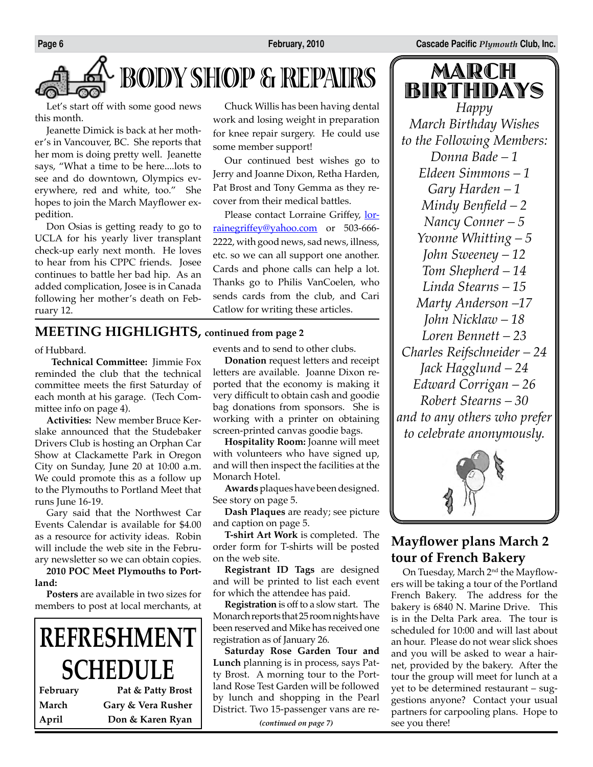# BODY SHOP & REPAIRS

Let's start off with some good news this month.

Jeanette Dimick is back at her mother's in Vancouver, BC. She reports that her mom is doing pretty well. Jeanette says, "What a time to be here....lots to see and do downtown, Olympics everywhere, red and white, too." She hopes to join the March Mayflower expedition.

Don Osias is getting ready to go to UCLA for his yearly liver transplant check-up early next month. He loves to hear from his CPPC friends. Josee continues to battle her bad hip. As an added complication, Josee is in Canada following her mother's death on February 12.

Chuck Willis has been having dental work and losing weight in preparation for knee repair surgery. He could use some member support!

Our continued best wishes go to Jerry and Joanne Dixon, Retha Harden, Pat Brost and Tony Gemma as they recover from their medical battles.

Please contact Lorraine Griffey, lorrainegriffey@yahoo.com or 503-666-2222, with good news, sad news, illness, etc. so we can all support one another. Cards and phone calls can help a lot. Thanks go to Philis VanCoelen, who sends cards from the club, and Cari Catlow for writing these articles.

## MEETING HIGHLIGHTS, continued from page 2

of Hubbard.

**Technical Committee:** Jimmie Fox reminded the club that the technical committee meets the first Saturday of each month at his garage. (Tech Committee info on page 4).

**Activities:** New member Bruce Kerslake announced that the Studebaker Drivers Club is hosting an Orphan Car Show at Clackamette Park in Oregon City on Sunday, June 20 at 10:00 a.m. We could promote this as a follow up to the Plymouths to Portland Meet that runs June 16-19.

Gary said that the Northwest Car Events Calendar is available for $4.00 as a resource for activity ideas. Robin will include the web site in the February newsletter so we can obtain copies.

**2010 POC Meet Plymouths to Portland:**

**Posters** are available in two sizes for members to post at local merchants, at events and to send to other clubs.

**Donation** request letters and receipt letters are available. Joanne Dixon reported that the economy is making it very difficult to obtain cash and goodie bag donations from sponsors. She is working with a printer on obtaining screen-printed canvas goodie bags.

**Hospitality Room:** Joanne will meet with volunteers who have signed up, and will then inspect the facilities at the Monarch Hotel.

**Awards** plaques have been designed. See story on page 5.

**Dash Plaques** are ready; see picture and caption on page 5.

**T-shirt Art Work** is completed. The order form for T-shirts will be posted on the web site.

**Registrant ID Tags** are designed and will be printed to list each event for which the attendee has paid.

**Registration** is off to a slow start. The Monarch reports that 25 room nights have been reserved and Mike has received one registration as of January 26.

**Saturday Rose Garden Tour and Lunch** planning is in process, says Patty Brost. A morning tour to the Portland Rose Test Garden will be followed by lunch and shopping in the Pearl District. Two 15-passenger vans are re-

*(continued on page 7)*

# REFRESHMENT SCHEDULE

| | |
|---|---|
| **February** | **Pat & Patty Brost** |
| **March** | **Gary & Vera Rusher** |
| **April** | **Don & Karen Ryan** |

# MARCH BIRTHDAYS

*Happy March Birthday Wishes to the Following Members:*

*Donna Bade – 1*
*Eldeen Simmons – 1*
*Gary Harden – 1*
*Mindy Benfield – 2*
*Nancy Conner – 5*
*Yvonne Whitting – 5*
*John Sweeney – 12*
*Tom Shepherd – 14*
*Linda Stearns – 15*
*Marty Anderson –17*
*John Nicklaw – 18*
*Loren Bennett – 23*
*Charles Reifschneider – 24*
*Jack Hagglund – 24*
*Edward Corrigan – 26*
*Robert Stearns – 30*

*and to any others who prefer to celebrate anonymously.*

## Mayflower plans March 2 tour of French Bakery

On Tuesday, March 2nd the Mayflowers will be taking a tour of the Portland French Bakery. The address for the bakery is 6840 N. Marine Drive. This is in the Delta Park area. The tour is scheduled for 10:00 and will last about an hour. Please do not wear slick shoes and you will be asked to wear a hairnet, provided by the bakery. After the tour the group will meet for lunch at a yet to be determined restaurant – suggestions anyone? Contact your usual partners for carpooling plans. Hope to see you there!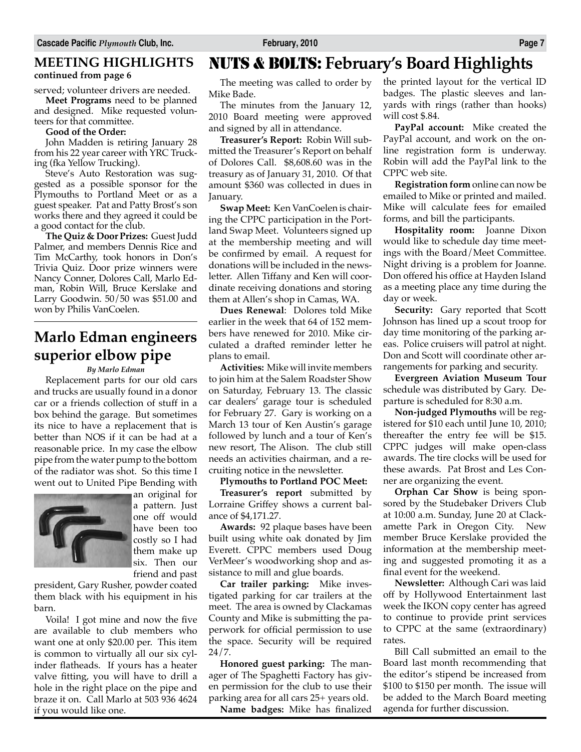## MEETING HIGHLIGHTS

**continued from page 6**

served; volunteer drivers are needed.

**Meet Programs** need to be planned and designed. Mike requested volunteers for that committee.

**Good of the Order:**

John Madden is retiring January 28 from his 22 year career with YRC Trucking (fka Yellow Trucking).

Steve's Auto Restoration was suggested as a possible sponsor for the Plymouths to Portland Meet or as a guest speaker. Pat and Patty Brost's son works there and they agreed it could be a good contact for the club.

**The Quiz & Door Prizes:** Guest Judd Palmer, and members Dennis Rice and Tim McCarthy, took honors in Don's Trivia Quiz. Door prize winners were Nancy Conner, Dolores Call, Marlo Edman, Robin Will, Bruce Kerslake and Larry Goodwin. 50/50 was $51.00 and won by Philis VanCoelen.

## Marlo Edman engineers superior elbow pipe

*By Marlo Edman*

Replacement parts for our old cars and trucks are usually found in a donor car or a friends collection of stuff in a box behind the garage. But sometimes its nice to have a replacement that is better than NOS if it can be had at a reasonable price. In my case the elbow pipe from the water pump to the bottom of the radiator was shot. So this time I went out to United Pipe Bending with an original for a pattern. Just one off would have been too costly so I had them make up six. Then our friend and past president, Gary Rusher, powder coated them black with his equipment in his barn.

Voila! I got mine and now the five are available to club members who want one at only $20.00 per. This item is common to virtually all our six cylinder flatheads. If yours has a heater valve fitting, you will have to drill a hole in the right place on the pipe and braze it on. Call Marlo at 503 936 4624 if you would like one.

## NUTS & BOLTS: February's Board Highlights

The meeting was called to order by Mike Bade.

The minutes from the January 12, 2010 Board meeting were approved and signed by all in attendance.

**Treasurer's Report:** Robin Will submitted the Treasurer's Report on behalf of Dolores Call. $8,608.60 was in the treasury as of January 31, 2010. Of that amount $360 was collected in dues in January.

**Swap Meet:** Ken VanCoelen is chairing the CPPC participation in the Portland Swap Meet. Volunteers signed up at the membership meeting and will be confirmed by email. A request for donations will be included in the newsletter. Allen Tiffany and Ken will coordinate receiving donations and storing them at Allen's shop in Camas, WA.

**Dues Renewal**: Dolores told Mike earlier in the week that 64 of 152 members have renewed for 2010. Mike circulated a drafted reminder letter he plans to email.

**Activities:** Mike will invite members to join him at the Salem Roadster Show on Saturday, February 13. The classic car dealers' garage tour is scheduled for February 27. Gary is working on a March 13 tour of Ken Austin's garage followed by lunch and a tour of Ken's new resort, The Alison. The club still needs an activities chairman, and a recruiting notice in the newsletter.

**Plymouths to Portland POC Meet:**

**Treasurer's report** submitted by Lorraine Griffey shows a current balance of $4,171.27.

**Awards:** 92 plaque bases have been built using white oak donated by Jim Everett. CPPC members used Doug VerMeer's woodworking shop and assistance to mill and glue boards.

**Car trailer parking:** Mike investigated parking for car trailers at the meet. The area is owned by Clackamas County and Mike is submitting the paperwork for official permission to use the space. Security will be required 24/7.

**Honored guest parking:** The manager of The Spaghetti Factory has given permission for the club to use their parking area for all cars 25+ years old.

**Name badges:** Mike has finalized the printed layout for the vertical ID badges. The plastic sleeves and lanyards with rings (rather than hooks) will cost $.84.

**PayPal account:** Mike created the PayPal account, and work on the online registration form is underway. Robin will add the PayPal link to the CPPC web site.

**Registration form** online can now be emailed to Mike or printed and mailed. Mike will calculate fees for emailed forms, and bill the participants.

**Hospitality room:** Joanne Dixon would like to schedule day time meetings with the Board/Meet Committee. Night driving is a problem for Joanne. Don offered his office at Hayden Island as a meeting place any time during the day or week.

**Security:** Gary reported that Scott Johnson has lined up a scout troop for day time monitoring of the parking areas. Police cruisers will patrol at night. Don and Scott will coordinate other arrangements for parking and security.

**Evergreen Aviation Museum Tour** schedule was distributed by Gary. Departure is scheduled for 8:30 a.m.

**Non-judged Plymouths** will be registered for $10 each until June 10, 2010; thereafter the entry fee will be $15. CPPC judges will make open-class awards. The tire clocks will be used for these awards. Pat Brost and Les Conner are organizing the event.

**Orphan Car Show** is being sponsored by the Studebaker Drivers Club at 10:00 a.m. Sunday, June 20 at Clackamette Park in Oregon City. New member Bruce Kerslake provided the information at the membership meeting and suggested promoting it as a final event for the weekend.

**Newsletter:** Although Cari was laid off by Hollywood Entertainment last week the IKON copy center has agreed to continue to provide print services to CPPC at the same (extraordinary) rates.

Bill Call submitted an email to the Board last month recommending that the editor's stipend be increased from $100 to $150 per month. The issue will be added to the March Board meeting agenda for further discussion.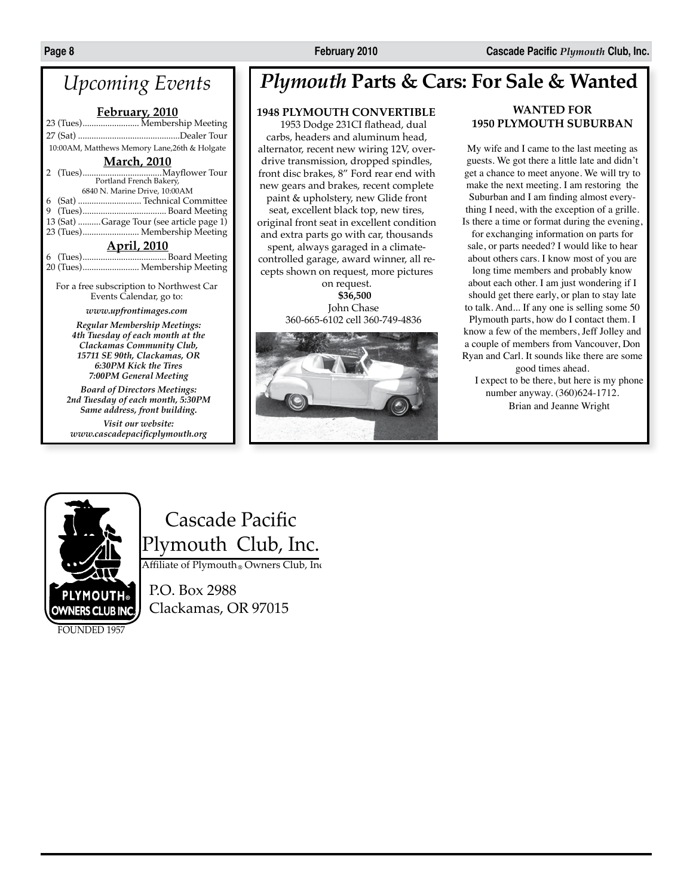# Upcoming Events

**February, 2010**

23 (Tues)......................... Membership Meeting
27 (Sat) ............................................Dealer Tour
10:00AM, Matthews Memory Lane,26th & Holgate

**March, 2010**

2 (Tues)...................................Mayflower Tour
Portland French Bakery,
6840 N. Marine Drive, 10:00AM
6 (Sat) ........................... Technical Committee
9 (Tues)..................................... Board Meeting
13 (Sat) ..........Garage Tour (see article page 1)
23 (Tues)......................... Membership Meeting

**April, 2010**

6 (Tues)..................................... Board Meeting
20 (Tues)......................... Membership Meeting

For a free subscription to Northwest Car Events Calendar, go to:

*www.upfrontimages.com*

*Regular Membership Meetings:*
*4th Tuesday of each month at the Clackamas Community Club,*
*15711 SE 90th, Clackamas, OR*
*6:30PM Kick the Tires*
*7:00PM General Meeting*

*Board of Directors Meetings:*
*2nd Tuesday of each month, 5:30PM*
*Same address, front building.*

*Visit our website:*
*www.cascadepacificplymouth.org*

# *Plymouth* Parts & Cars: For Sale & Wanted

**1948 PLYMOUTH CONVERTIBLE**

1953 Dodge 231CI flathead, dual carbs, headers and aluminum head, alternator, recent new wiring 12V, overdrive transmission, dropped spindles, front disc brakes, 8" Ford rear end with new gears and brakes, recent complete paint & upholstery, new Glide front seat, excellent black top, new tires, original front seat in excellent condition and extra parts go with car, thousands spent, always garaged in a climate-controlled garage, award winner, all recepts shown on request, more pictures on request.

**$36,500**
John Chase
360-665-6102 cell 360-749-4836

**WANTED FOR 1950 PLYMOUTH SUBURBAN**

My wife and I came to the last meeting as guests. We got there a little late and didn't get a chance to meet anyone. We will try to make the next meeting. I am restoring the Suburban and I am finding almost everything I need, with the exception of a grille. Is there a time or format during the evening, for exchanging information on parts for sale, or parts needed? I would like to hear about others cars. I know most of you are long time members and probably know about each other. I am just wondering if I should get there early, or plan to stay late to talk. And... If any one is selling some 50 Plymouth parts, how do I contact them. I know a few of the members, Jeff Jolley and a couple of members from Vancouver, Don Ryan and Carl. It sounds like there are some good times ahead.

I expect to be there, but here is my phone number anyway. (360)624-1712.
Brian and Jeanne Wright

PLYMOUTH® OWNERS CLUB INC.
FOUNDED 1957

Cascade Pacific
Plymouth Club, Inc.
Affiliate of Plymouth® Owners Club, Inc

P.O. Box 2988
Clackamas, OR 97015